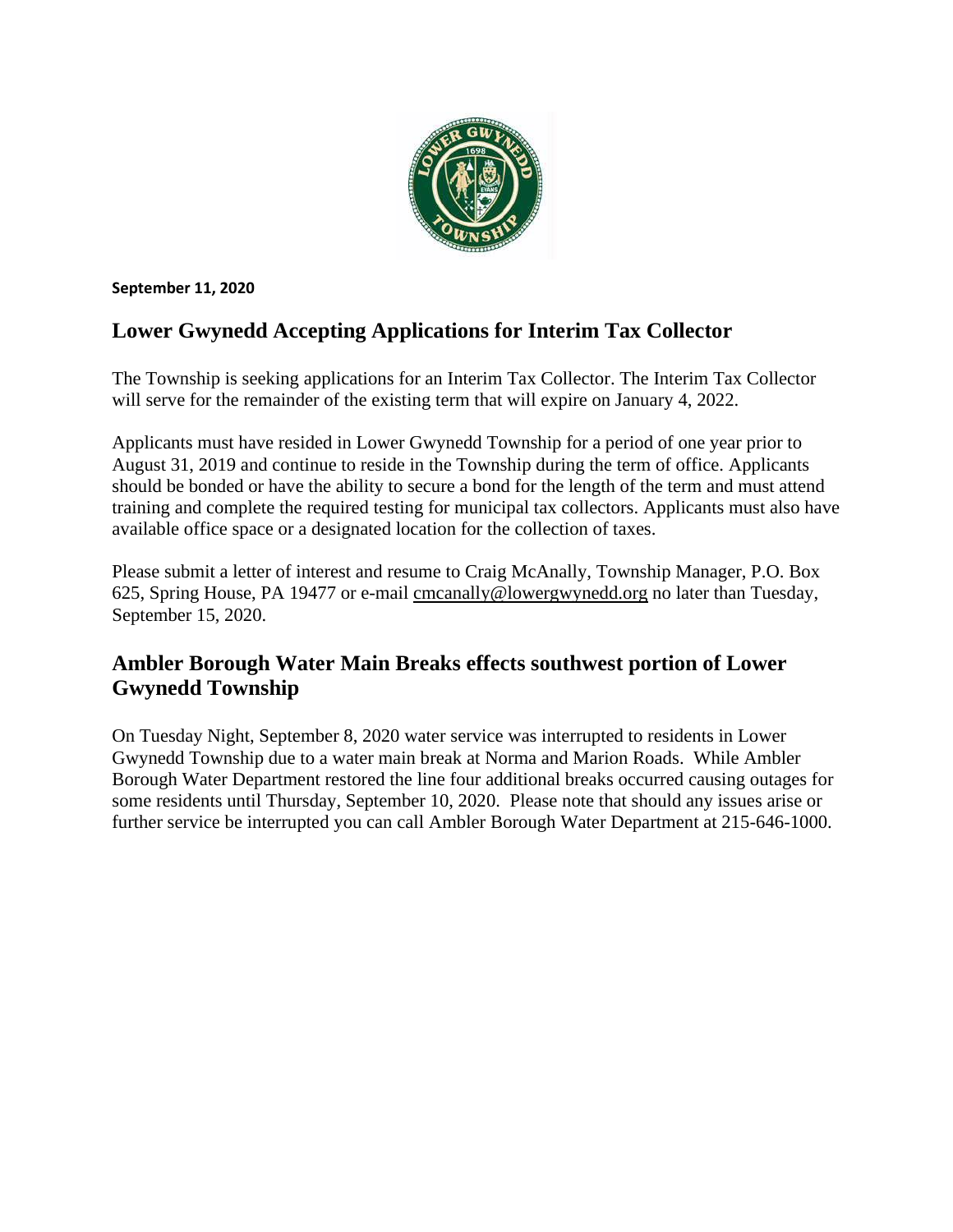**September 11, 2020**

## Lower Gwynedd Accepting Applications for Interim Tax Collector

The Township is seeking applications for an Interim Tax Collector. The Interim Tax Collector will serve for the remainder of the existing term that will expire on January 4, 2022.

Applicants must have resided in Lower Gwynedd Township for a period of one year prior to August 31, 2019 and continue to reside in the Township during the term of office. Applicants should be bonded or have the ability to secure a bond for the length of the term and must attend training and complete the required testing for municipal tax collectors. Applicants must also have available office space or a designated location for the collection of taxes.

Please submit a letter of interest and resume to Craig McAnally, Township Manager, P.O. Box 625, Spring House, PA 19477 or e-mail cmcanally@lowergwynedd.org no later than Tuesday, September 15, 2020.

## Ambler Borough Water Main Breaks effects southwest portion of Lower Gwynedd Township

On Tuesday Night, September 8, 2020 water service was interrupted to residents in Lower Gwynedd Township due to a water main break at Norma and Marion Roads. While Ambler Borough Water Department restored the line four additional breaks occurred causing outages for some residents until Thursday, September 10, 2020. Please note that should any issues arise or further service be interrupted you can call Ambler Borough Water Department at 215-646-1000.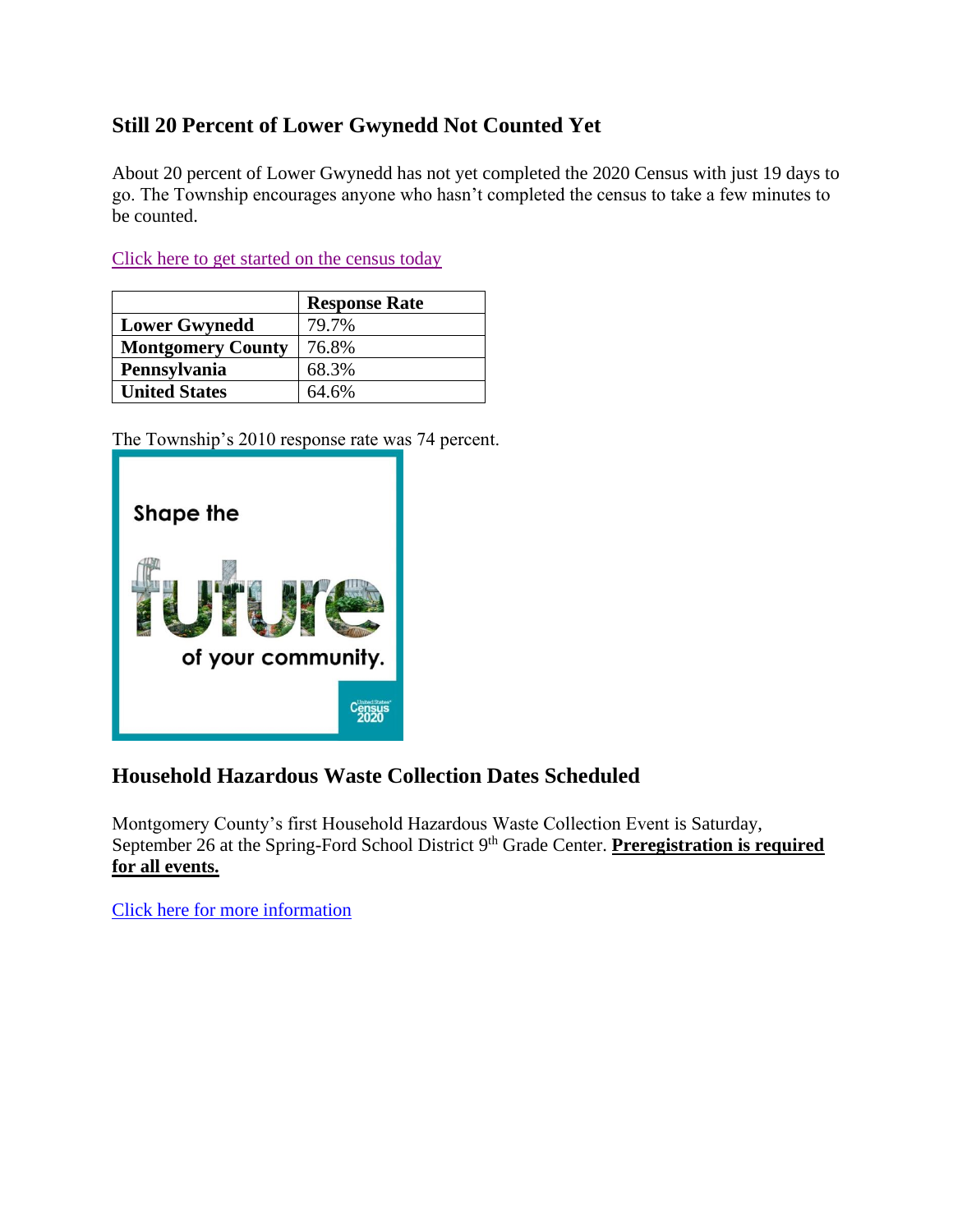## Still 20 Percent of Lower Gwynedd Not Counted Yet

About 20 percent of Lower Gwynedd has not yet completed the 2020 Census with just 19 days to go. The Township encourages anyone who hasn't completed the census to take a few minutes to be counted.

Click here to get started on the census today

| | Response Rate |
|---|---|
| **Lower Gwynedd** | 79.7% |
| **Montgomery County** | 76.8% |
| **Pennsylvania** | 68.3% |
| **United States** | 64.6% |

The Township's 2010 response rate was 74 percent.

Shape the future of your community.

United States Census 2020

## Household Hazardous Waste Collection Dates Scheduled

Montgomery County's first Household Hazardous Waste Collection Event is Saturday, September 26 at the Spring-Ford School District 9th Grade Center. **Preregistration is required for all events.**

Click here for more information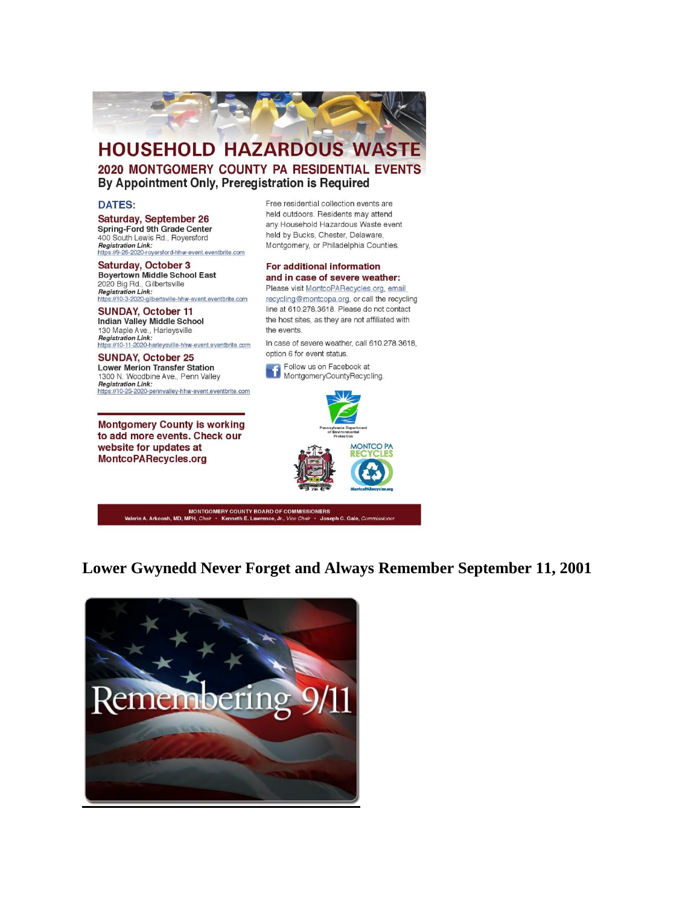# HOUSEHOLD HAZARDOUS WASTE

## 2020 MONTGOMERY COUNTY PA RESIDENTIAL EVENTS

**By Appointment Only, Preregistration is Required**

### DATES:

**Saturday, September 26**
**Spring-Ford 9th Grade Center**
400 South Lewis Rd., Royersford
***Registration Link:***
https://9-26-2020-royersford-hhw-event.eventbrite.com

**Saturday, October 3**
**Boyertown Middle School East**
2020 Big Rd., Gilbertsville
***Registration Link:***
https://10-3-2020-gilbertsville-hhw-event.eventbrite.com

**SUNDAY, October 11**
**Indian Valley Middle School**
130 Maple Ave., Harleysville
***Registration Link:***
https://10-11-2020-harleysville-hhw-event.eventbrite.com

**SUNDAY, October 25**
**Lower Merion Transfer Station**
1300 N. Woodbine Ave., Penn Valley
***Registration Link:***
https://10-25-2020-pennvalley-hhw-event.eventbrite.com

**Montgomery County is working to add more events. Check our website for updates at MontcoPARecycles.org**

Free residential collection events are held outdoors. Residents may attend any Household Hazardous Waste event held by Bucks, Chester, Delaware, Montgomery, or Philadelphia Counties.

**For additional information and in case of severe weather:**

Please visit MontcoPARecycles.org, email recycling@montcopa.org, or call the recycling line at 610.278.3618. Please do not contact the host sites, as they are not affiliated with the events.

In case of severe weather, call 610.278.3618, option 6 for event status.

Follow us on Facebook at MontgomeryCountyRecycling.

Pennsylvania Department of Environmental Protection

MONTCO PA RECYCLES
MontcoPARecycles.org

MONTGOMERY COUNTY BOARD OF COMMISSIONERS
Valerie A. Arkoosh, MD, MPH, *Chair* • Kenneth E. Lawrence, Jr., *Vice Chair* • Joseph C. Gale, *Commissioner*

## Lower Gwynedd Never Forget and Always Remember September 11, 2001

Remembering 9/11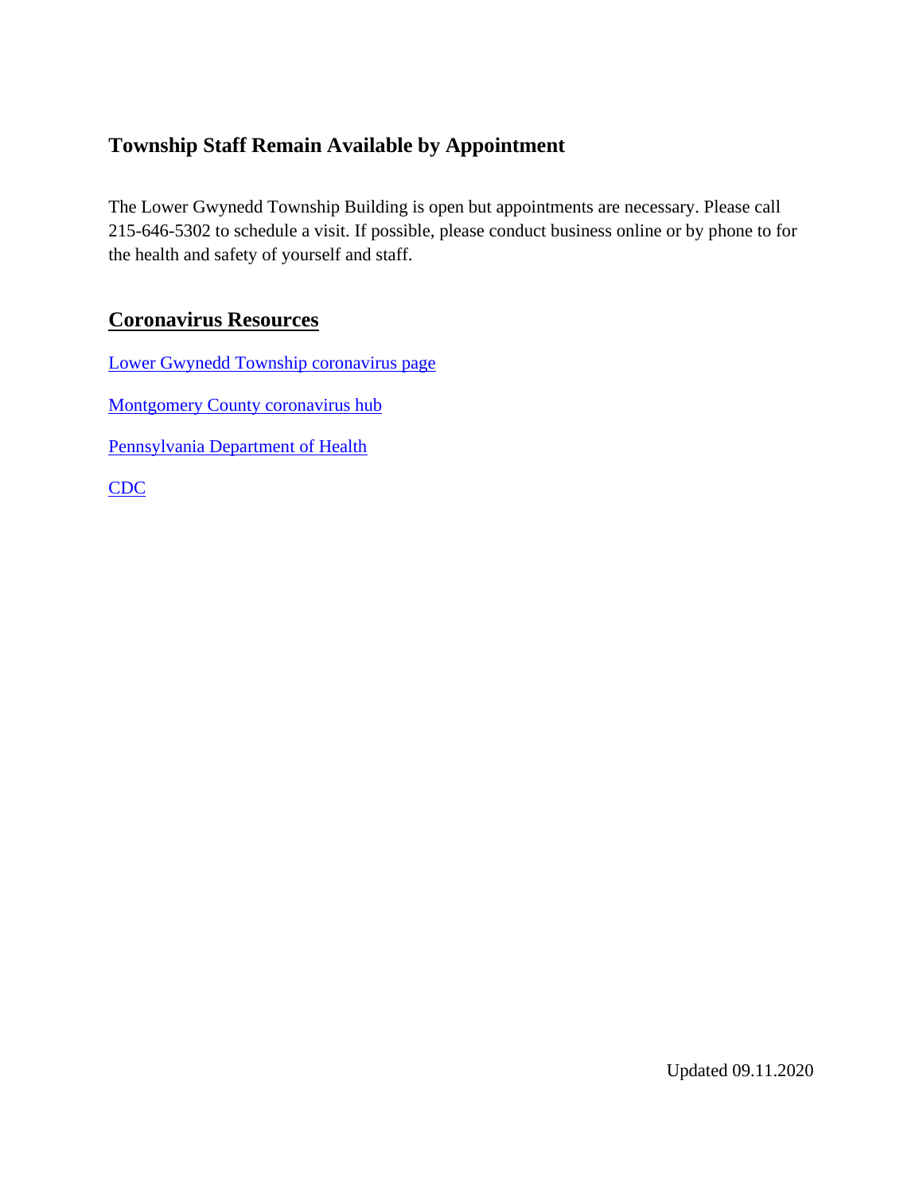## Township Staff Remain Available by Appointment

The Lower Gwynedd Township Building is open but appointments are necessary. Please call 215-646-5302 to schedule a visit. If possible, please conduct business online or by phone to for the health and safety of yourself and staff.

## Coronavirus Resources

Lower Gwynedd Township coronavirus page

Montgomery County coronavirus hub

Pennsylvania Department of Health

CDC

Updated 09.11.2020